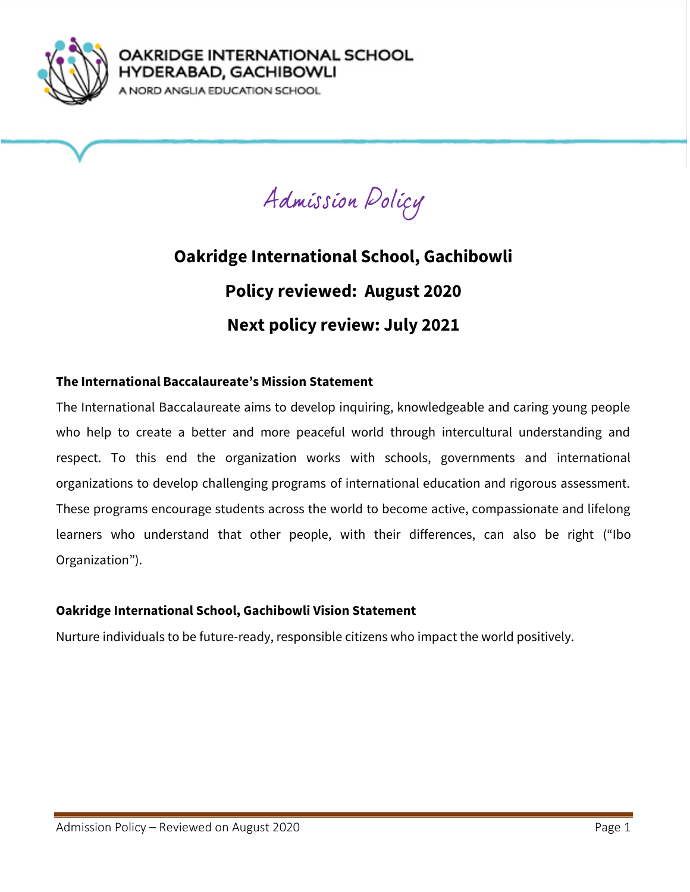OAKRIDGE INTERNATIONAL SCHOOL
HYDERABAD, GACHIBOWLI
A NORD ANGLIA EDUCATION SCHOOL

# Admission Policy

## Oakridge International School, Gachibowli

## Policy reviewed: August 2020

## Next policy review: July 2021

**The International Baccalaureate's Mission Statement**

The International Baccalaureate aims to develop inquiring, knowledgeable and caring young people who help to create a better and more peaceful world through intercultural understanding and respect. To this end the organization works with schools, governments and international organizations to develop challenging programs of international education and rigorous assessment. These programs encourage students across the world to become active, compassionate and lifelong learners who understand that other people, with their differences, can also be right ("Ibo Organization").

**Oakridge International School, Gachibowli Vision Statement**

Nurture individuals to be future-ready, responsible citizens who impact the world positively.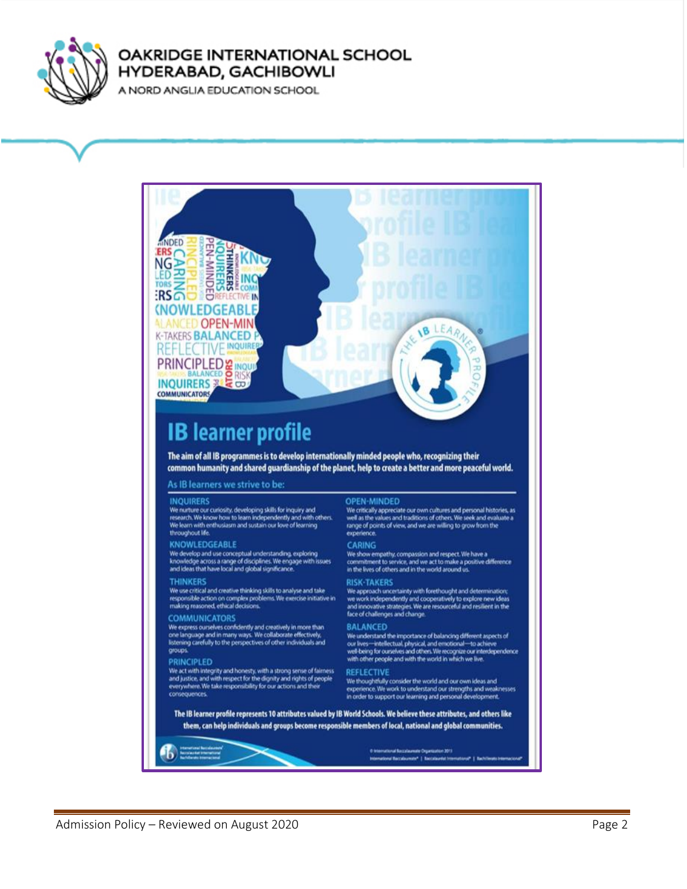# IB learner profile

**The aim of all IB programmes is to develop internationally minded people who, recognizing their common humanity and shared guardianship of the planet, help to create a better and more peaceful world.**

## As IB learners we strive to be:

### INQUIRERS
We nurture our curiosity, developing skills for inquiry and research. We know how to learn independently and with others. We learn with enthusiasm and sustain our love of learning throughout life.

### KNOWLEDGEABLE
We develop and use conceptual understanding, exploring knowledge across a range of disciplines. We engage with issues and ideas that have local and global significance.

### THINKERS
We use critical and creative thinking skills to analyse and take responsible action on complex problems. We exercise initiative in making reasoned, ethical decisions.

### COMMUNICATORS
We express ourselves confidently and creatively in more than one language and in many ways. We collaborate effectively, listening carefully to the perspectives of other individuals and groups.

### PRINCIPLED
We act with integrity and honesty, with a strong sense of fairness and justice, and with respect for the dignity and rights of people everywhere. We take responsibility for our actions and their consequences.

### OPEN-MINDED
We critically appreciate our own cultures and personal histories, as well as the values and traditions of others. We seek and evaluate a range of points of view, and we are willing to grow from the experience.

### CARING
We show empathy, compassion and respect. We have a commitment to service, and we act to make a positive difference in the lives of others and in the world around us.

### RISK-TAKERS
We approach uncertainty with forethought and determination; we work independently and cooperatively to explore new ideas and innovative strategies. We are resourceful and resilient in the face of challenges and change.

### BALANCED
We understand the importance of balancing different aspects of our lives—intellectual, physical, and emotional—to achieve well-being for ourselves and others. We recognize our interdependence with other people and with the world in which we live.

### REFLECTIVE
We thoughtfully consider the world and our own ideas and experience. We work to understand our strengths and weaknesses in order to support our learning and personal development.

**The IB learner profile represents 10 attributes valued by IB World Schools. We believe these attributes, and others like them, can help individuals and groups become responsible members of local, national and global communities.**

© International Baccalaureate Organization 2013
International Baccalaureate® | Baccalauréat International® | Bachillerato Internacional®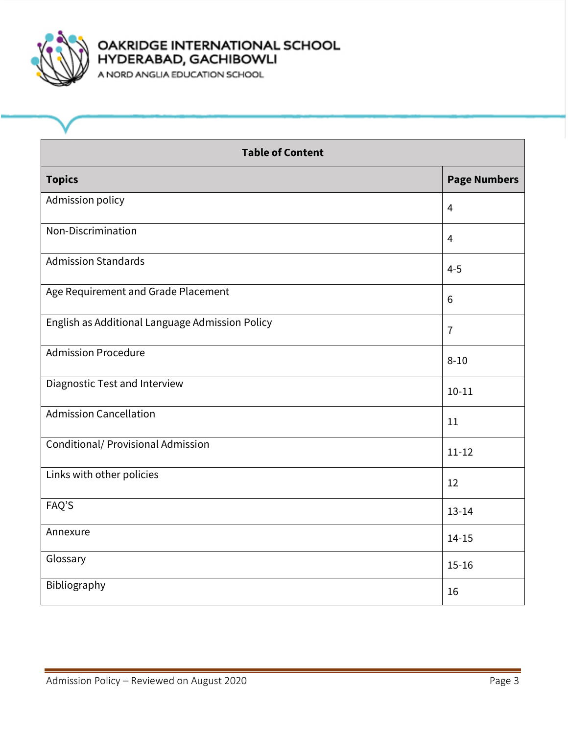| Table of Content | |
|---|---|
| **Topics** | **Page Numbers** |
| Admission policy | 4 |
| Non-Discrimination | 4 |
| Admission Standards | 4-5 |
| Age Requirement and Grade Placement | 6 |
| English as Additional Language Admission Policy | 7 |
| Admission Procedure | 8-10 |
| Diagnostic Test and Interview | 10-11 |
| Admission Cancellation | 11 |
| Conditional/ Provisional Admission | 11-12 |
| Links with other policies | 12 |
| FAQ'S | 13-14 |
| Annexure | 14-15 |
| Glossary | 15-16 |
| Bibliography | 16 |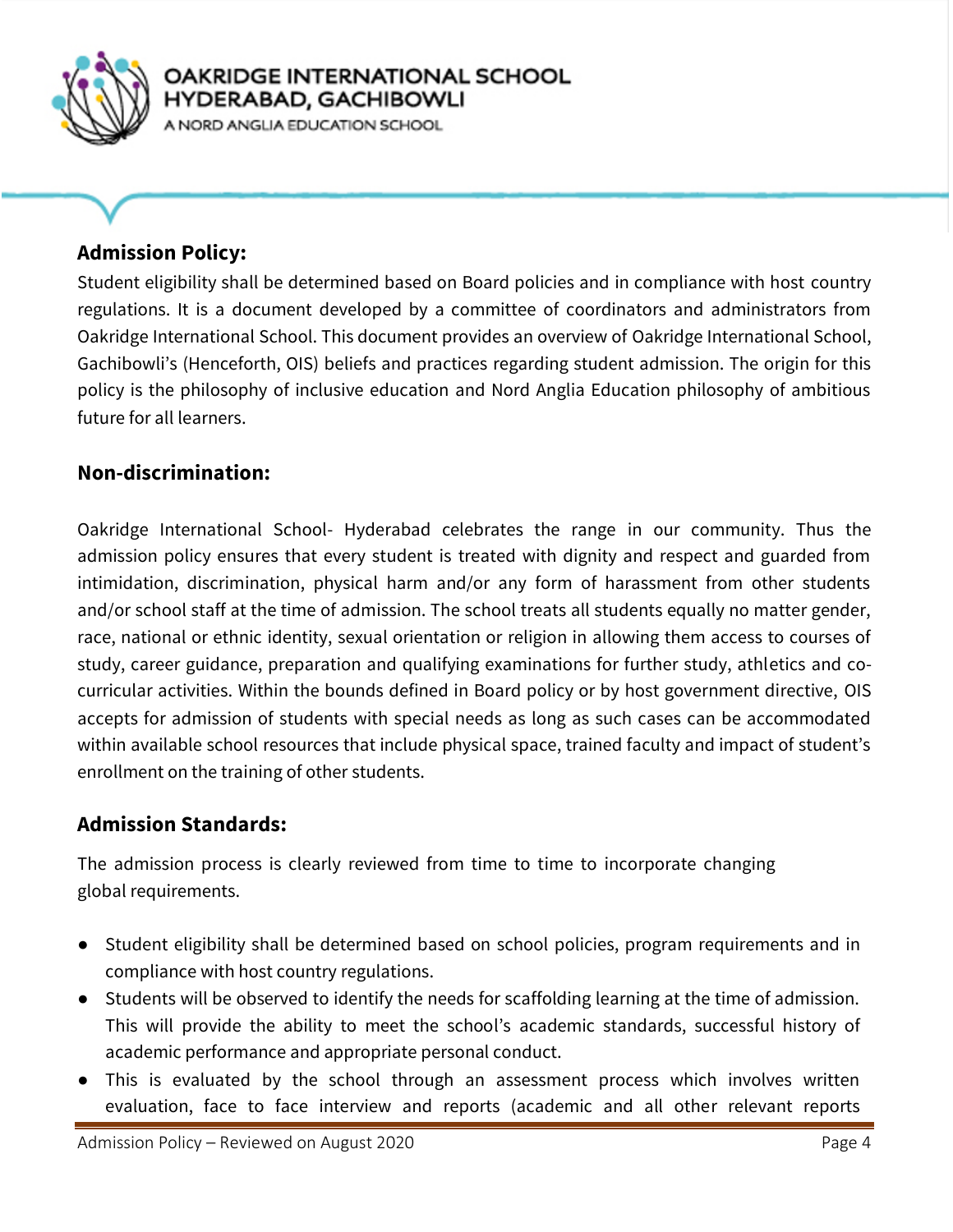## Admission Policy:

Student eligibility shall be determined based on Board policies and in compliance with host country regulations. It is a document developed by a committee of coordinators and administrators from Oakridge International School. This document provides an overview of Oakridge International School, Gachibowli's (Henceforth, OIS) beliefs and practices regarding student admission. The origin for this policy is the philosophy of inclusive education and Nord Anglia Education philosophy of ambitious future for all learners.

## Non-discrimination:

Oakridge International School- Hyderabad celebrates the range in our community. Thus the admission policy ensures that every student is treated with dignity and respect and guarded from intimidation, discrimination, physical harm and/or any form of harassment from other students and/or school staff at the time of admission. The school treats all students equally no matter gender, race, national or ethnic identity, sexual orientation or religion in allowing them access to courses of study, career guidance, preparation and qualifying examinations for further study, athletics and co-curricular activities. Within the bounds defined in Board policy or by host government directive, OIS accepts for admission of students with special needs as long as such cases can be accommodated within available school resources that include physical space, trained faculty and impact of student's enrollment on the training of other students.

## Admission Standards:

The admission process is clearly reviewed from time to time to incorporate changing global requirements.

- Student eligibility shall be determined based on school policies, program requirements and in compliance with host country regulations.
- Students will be observed to identify the needs for scaffolding learning at the time of admission. This will provide the ability to meet the school's academic standards, successful history of academic performance and appropriate personal conduct.
- This is evaluated by the school through an assessment process which involves written evaluation, face to face interview and reports (academic and all other relevant reports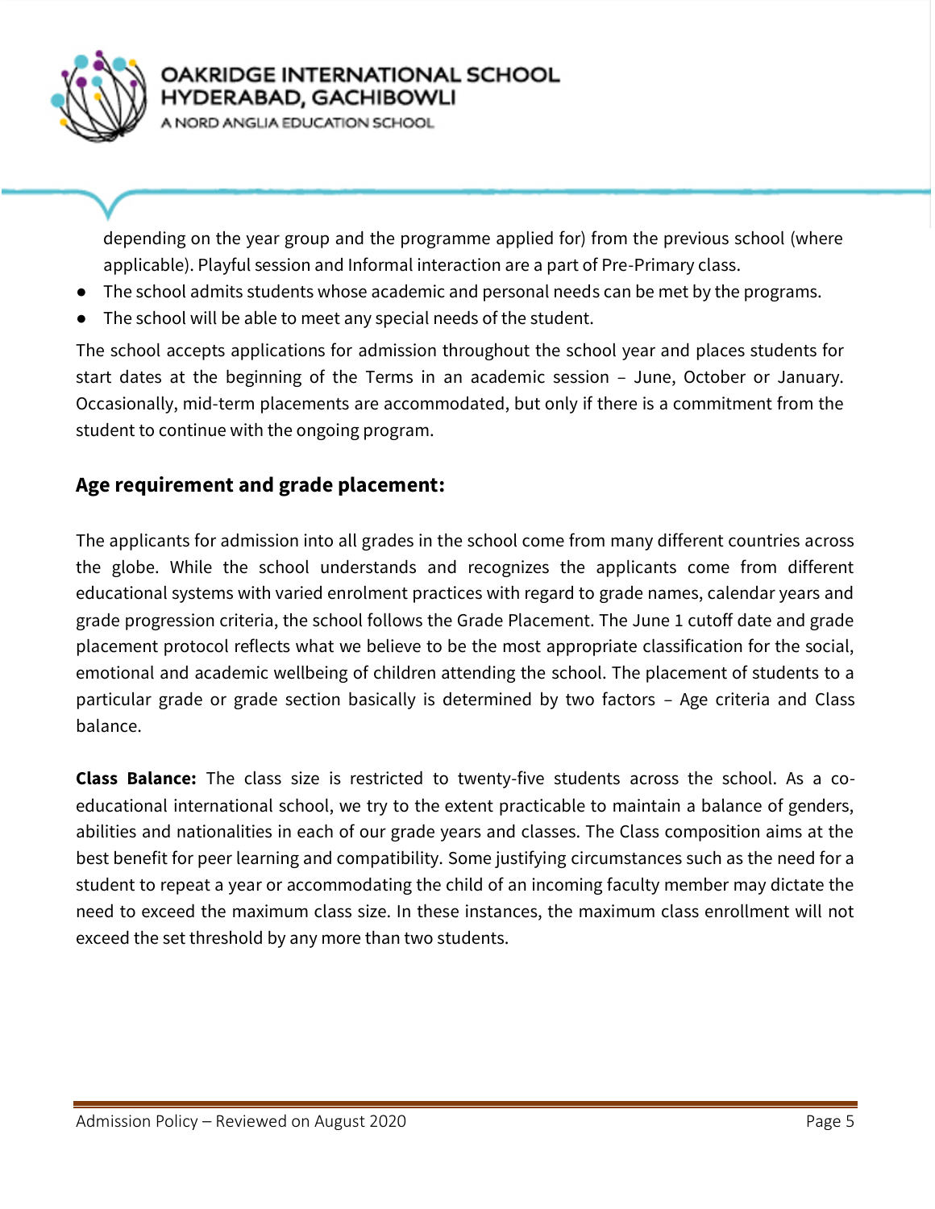depending on the year group and the programme applied for) from the previous school (where applicable). Playful session and Informal interaction are a part of Pre-Primary class.

- The school admits students whose academic and personal needs can be met by the programs.
- The school will be able to meet any special needs of the student.

The school accepts applications for admission throughout the school year and places students for start dates at the beginning of the Terms in an academic session – June, October or January. Occasionally, mid-term placements are accommodated, but only if there is a commitment from the student to continue with the ongoing program.

## Age requirement and grade placement:

The applicants for admission into all grades in the school come from many different countries across the globe. While the school understands and recognizes the applicants come from different educational systems with varied enrolment practices with regard to grade names, calendar years and grade progression criteria, the school follows the Grade Placement. The June 1 cutoff date and grade placement protocol reflects what we believe to be the most appropriate classification for the social, emotional and academic wellbeing of children attending the school. The placement of students to a particular grade or grade section basically is determined by two factors – Age criteria and Class balance.

**Class Balance:** The class size is restricted to twenty-five students across the school. As a co-educational international school, we try to the extent practicable to maintain a balance of genders, abilities and nationalities in each of our grade years and classes. The Class composition aims at the best benefit for peer learning and compatibility. Some justifying circumstances such as the need for a student to repeat a year or accommodating the child of an incoming faculty member may dictate the need to exceed the maximum class size. In these instances, the maximum class enrollment will not exceed the set threshold by any more than two students.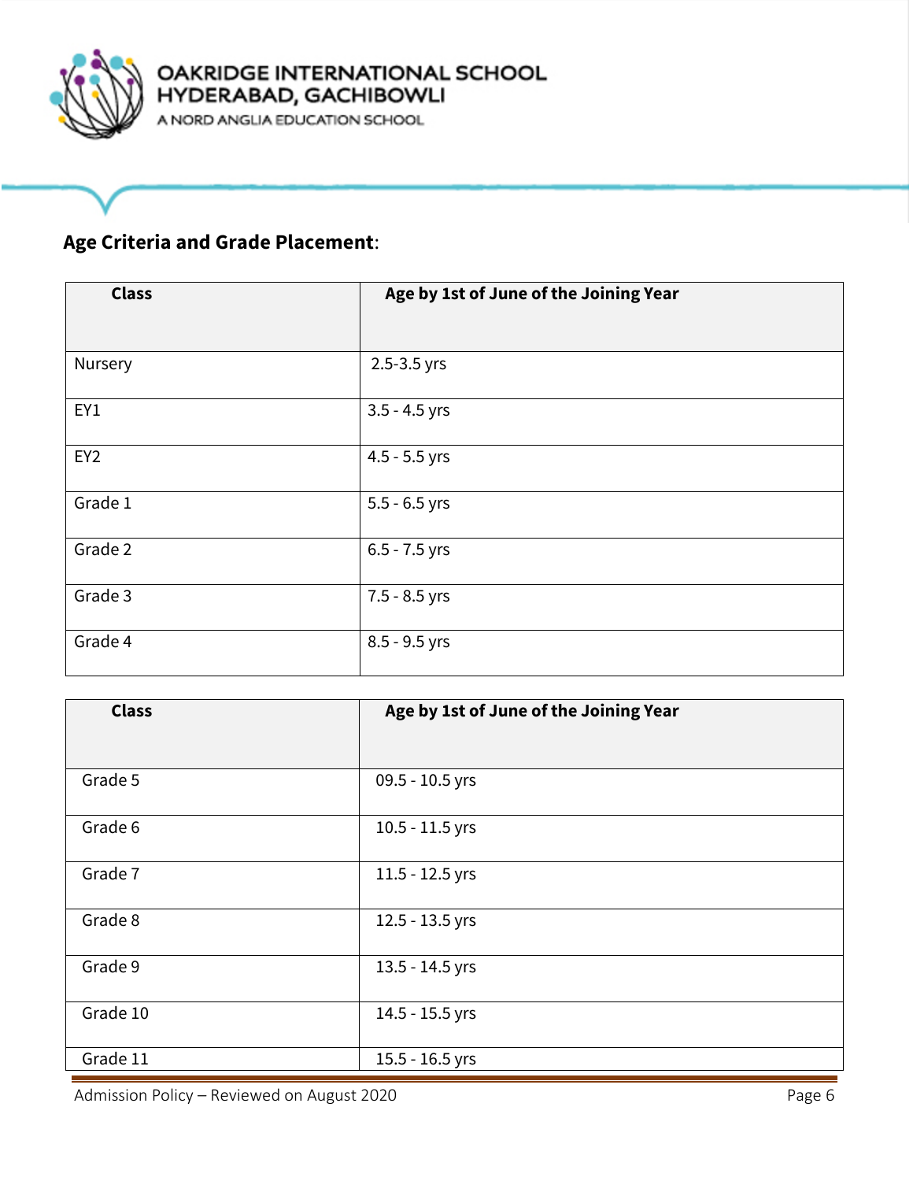**Age Criteria and Grade Placement**:

| Class | Age by 1st of June of the Joining Year |
| --- | --- |
| Nursery | 2.5-3.5 yrs |
| EY1 | 3.5 - 4.5 yrs |
| EY2 | 4.5 - 5.5 yrs |
| Grade 1 | 5.5 - 6.5 yrs |
| Grade 2 | 6.5 - 7.5 yrs |
| Grade 3 | 7.5 - 8.5 yrs |
| Grade 4 | 8.5 - 9.5 yrs |
| Grade 5 | 09.5 - 10.5 yrs |
| Grade 6 | 10.5 - 11.5 yrs |
| Grade 7 | 11.5 - 12.5 yrs |
| Grade 8 | 12.5 - 13.5 yrs |
| Grade 9 | 13.5 - 14.5 yrs |
| Grade 10 | 14.5 - 15.5 yrs |
| Grade 11 | 15.5 - 16.5 yrs |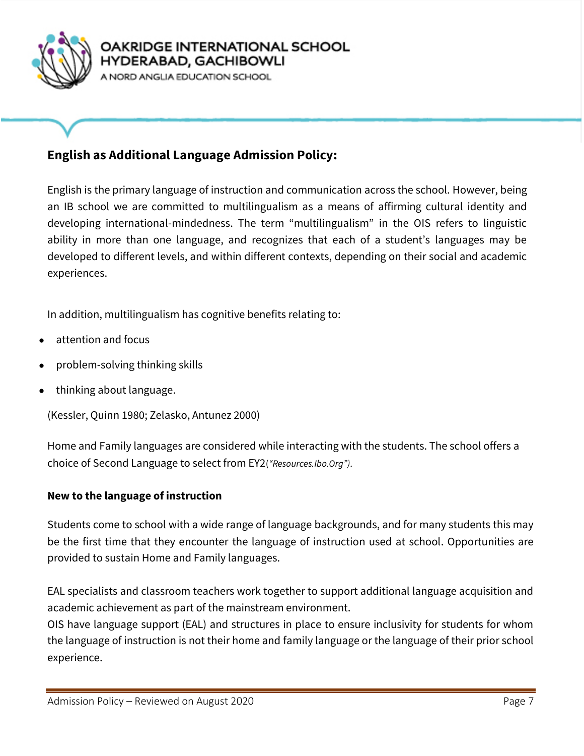## English as Additional Language Admission Policy:

English is the primary language of instruction and communication across the school. However, being an IB school we are committed to multilingualism as a means of affirming cultural identity and developing international-mindedness. The term "multilingualism" in the OIS refers to linguistic ability in more than one language, and recognizes that each of a student's languages may be developed to different levels, and within different contexts, depending on their social and academic experiences.

In addition, multilingualism has cognitive benefits relating to:

- attention and focus
- problem-solving thinking skills
- thinking about language.

(Kessler, Quinn 1980; Zelasko, Antunez 2000)

Home and Family languages are considered while interacting with the students. The school offers a choice of Second Language to select from EY2(*"Resources.Ibo.Org")*.

**New to the language of instruction**

Students come to school with a wide range of language backgrounds, and for many students this may be the first time that they encounter the language of instruction used at school. Opportunities are provided to sustain Home and Family languages.

EAL specialists and classroom teachers work together to support additional language acquisition and academic achievement as part of the mainstream environment.
OIS have language support (EAL) and structures in place to ensure inclusivity for students for whom the language of instruction is not their home and family language or the language of their prior school experience.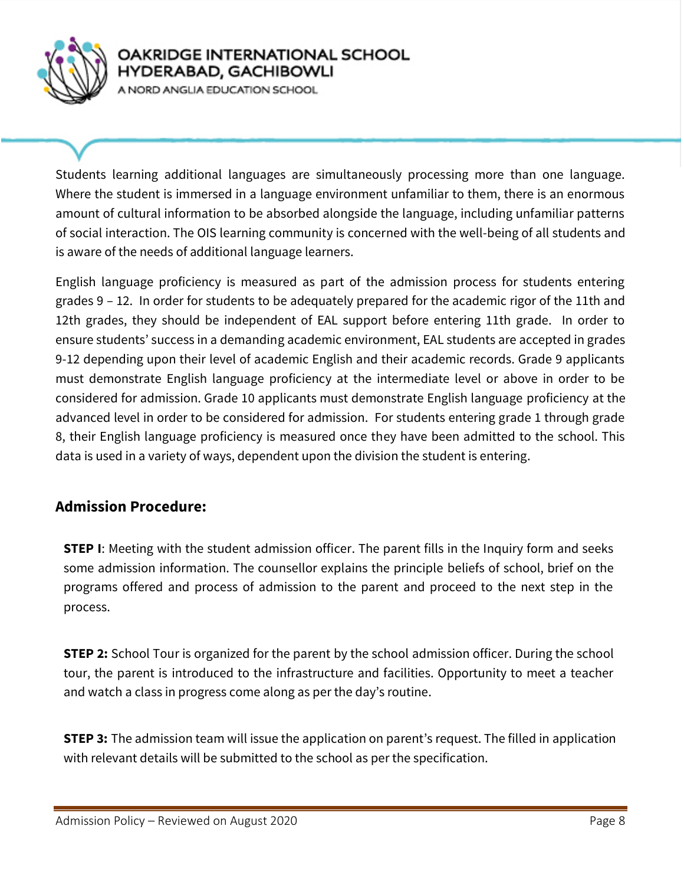Students learning additional languages are simultaneously processing more than one language. Where the student is immersed in a language environment unfamiliar to them, there is an enormous amount of cultural information to be absorbed alongside the language, including unfamiliar patterns of social interaction. The OIS learning community is concerned with the well-being of all students and is aware of the needs of additional language learners.

English language proficiency is measured as part of the admission process for students entering grades 9 – 12. In order for students to be adequately prepared for the academic rigor of the 11th and 12th grades, they should be independent of EAL support before entering 11th grade. In order to ensure students' success in a demanding academic environment, EAL students are accepted in grades 9-12 depending upon their level of academic English and their academic records. Grade 9 applicants must demonstrate English language proficiency at the intermediate level or above in order to be considered for admission. Grade 10 applicants must demonstrate English language proficiency at the advanced level in order to be considered for admission. For students entering grade 1 through grade 8, their English language proficiency is measured once they have been admitted to the school. This data is used in a variety of ways, dependent upon the division the student is entering.

## Admission Procedure:

**STEP I**: Meeting with the student admission officer. The parent fills in the Inquiry form and seeks some admission information. The counsellor explains the principle beliefs of school, brief on the programs offered and process of admission to the parent and proceed to the next step in the process.

**STEP 2:** School Tour is organized for the parent by the school admission officer. During the school tour, the parent is introduced to the infrastructure and facilities. Opportunity to meet a teacher and watch a class in progress come along as per the day's routine.

**STEP 3:** The admission team will issue the application on parent's request. The filled in application with relevant details will be submitted to the school as per the specification.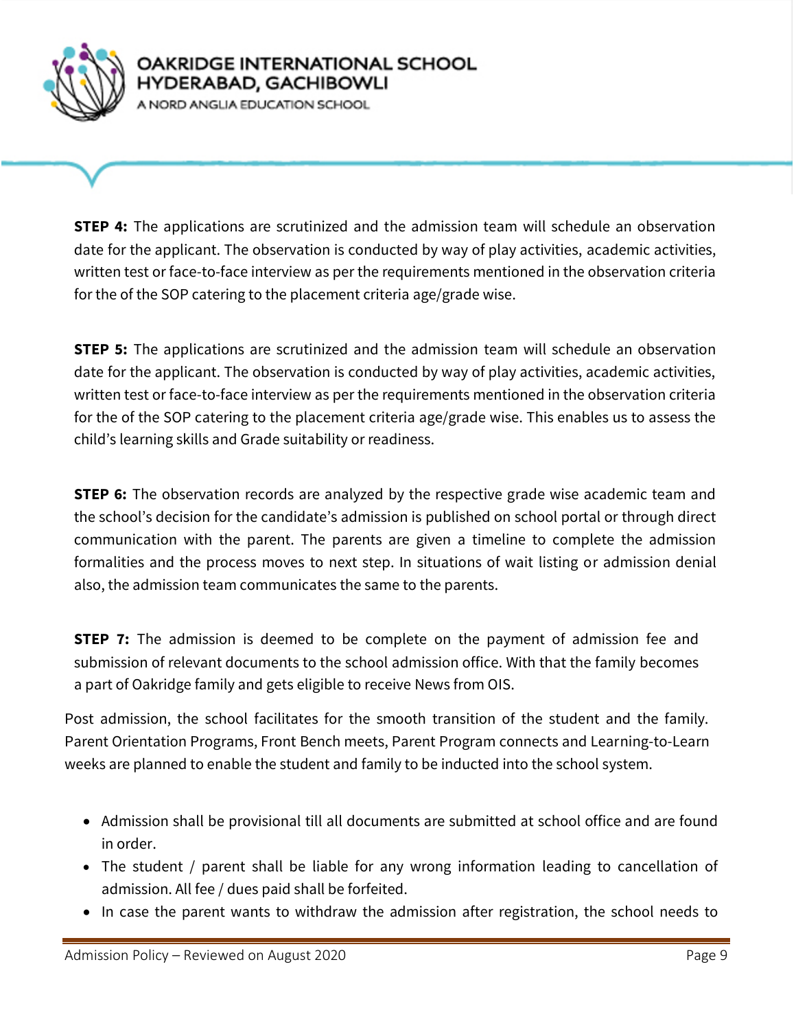**STEP 4:** The applications are scrutinized and the admission team will schedule an observation date for the applicant. The observation is conducted by way of play activities, academic activities, written test or face-to-face interview as per the requirements mentioned in the observation criteria for the of the SOP catering to the placement criteria age/grade wise.

**STEP 5:** The applications are scrutinized and the admission team will schedule an observation date for the applicant. The observation is conducted by way of play activities, academic activities, written test or face-to-face interview as per the requirements mentioned in the observation criteria for the of the SOP catering to the placement criteria age/grade wise. This enables us to assess the child's learning skills and Grade suitability or readiness.

**STEP 6:** The observation records are analyzed by the respective grade wise academic team and the school's decision for the candidate's admission is published on school portal or through direct communication with the parent. The parents are given a timeline to complete the admission formalities and the process moves to next step. In situations of wait listing or admission denial also, the admission team communicates the same to the parents.

**STEP 7:** The admission is deemed to be complete on the payment of admission fee and submission of relevant documents to the school admission office. With that the family becomes a part of Oakridge family and gets eligible to receive News from OIS.

Post admission, the school facilitates for the smooth transition of the student and the family. Parent Orientation Programs, Front Bench meets, Parent Program connects and Learning-to-Learn weeks are planned to enable the student and family to be inducted into the school system.

- Admission shall be provisional till all documents are submitted at school office and are found in order.
- The student / parent shall be liable for any wrong information leading to cancellation of admission. All fee / dues paid shall be forfeited.
- In case the parent wants to withdraw the admission after registration, the school needs to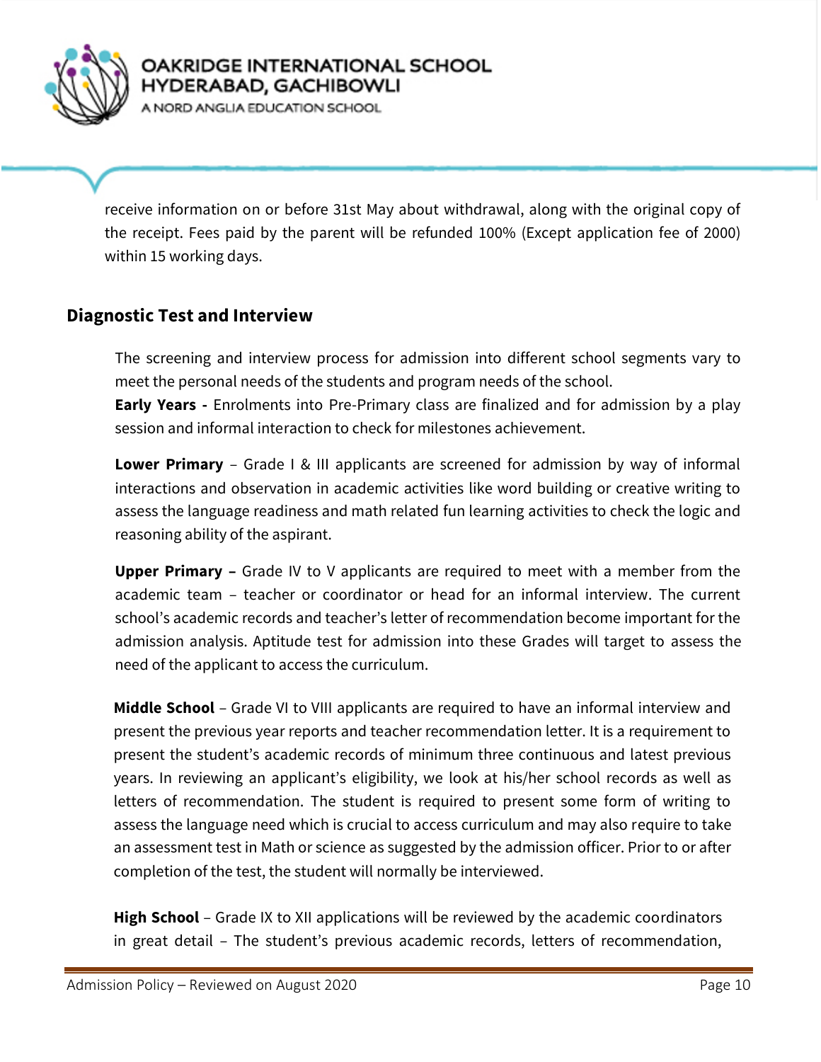receive information on or before 31st May about withdrawal, along with the original copy of the receipt. Fees paid by the parent will be refunded 100% (Except application fee of 2000) within 15 working days.

## Diagnostic Test and Interview

The screening and interview process for admission into different school segments vary to meet the personal needs of the students and program needs of the school.

**Early Years -** Enrolments into Pre-Primary class are finalized and for admission by a play session and informal interaction to check for milestones achievement.

**Lower Primary** – Grade I & III applicants are screened for admission by way of informal interactions and observation in academic activities like word building or creative writing to assess the language readiness and math related fun learning activities to check the logic and reasoning ability of the aspirant.

**Upper Primary –** Grade IV to V applicants are required to meet with a member from the academic team – teacher or coordinator or head for an informal interview. The current school's academic records and teacher's letter of recommendation become important for the admission analysis. Aptitude test for admission into these Grades will target to assess the need of the applicant to access the curriculum.

**Middle School** – Grade VI to VIII applicants are required to have an informal interview and present the previous year reports and teacher recommendation letter. It is a requirement to present the student's academic records of minimum three continuous and latest previous years. In reviewing an applicant's eligibility, we look at his/her school records as well as letters of recommendation. The student is required to present some form of writing to assess the language need which is crucial to access curriculum and may also require to take an assessment test in Math or science as suggested by the admission officer. Prior to or after completion of the test, the student will normally be interviewed.

**High School** – Grade IX to XII applications will be reviewed by the academic coordinators in great detail – The student's previous academic records, letters of recommendation,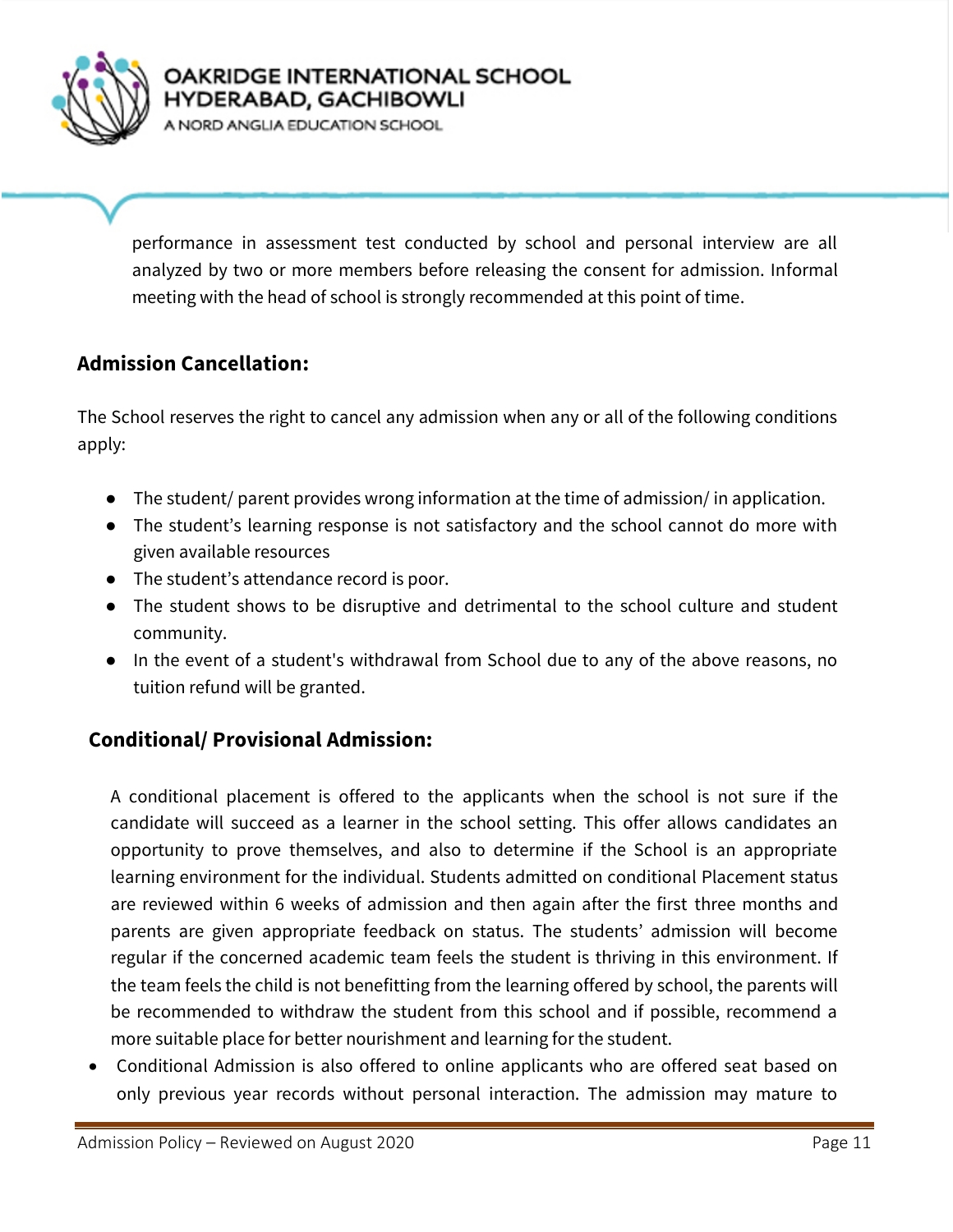performance in assessment test conducted by school and personal interview are all analyzed by two or more members before releasing the consent for admission. Informal meeting with the head of school is strongly recommended at this point of time.

## Admission Cancellation:

The School reserves the right to cancel any admission when any or all of the following conditions apply:

- The student/ parent provides wrong information at the time of admission/ in application.
- The student's learning response is not satisfactory and the school cannot do more with given available resources
- The student's attendance record is poor.
- The student shows to be disruptive and detrimental to the school culture and student community.
- In the event of a student's withdrawal from School due to any of the above reasons, no tuition refund will be granted.

## Conditional/ Provisional Admission:

A conditional placement is offered to the applicants when the school is not sure if the candidate will succeed as a learner in the school setting. This offer allows candidates an opportunity to prove themselves, and also to determine if the School is an appropriate learning environment for the individual. Students admitted on conditional Placement status are reviewed within 6 weeks of admission and then again after the first three months and parents are given appropriate feedback on status. The students' admission will become regular if the concerned academic team feels the student is thriving in this environment. If the team feels the child is not benefitting from the learning offered by school, the parents will be recommended to withdraw the student from this school and if possible, recommend a more suitable place for better nourishment and learning for the student.

- Conditional Admission is also offered to online applicants who are offered seat based on only previous year records without personal interaction. The admission may mature to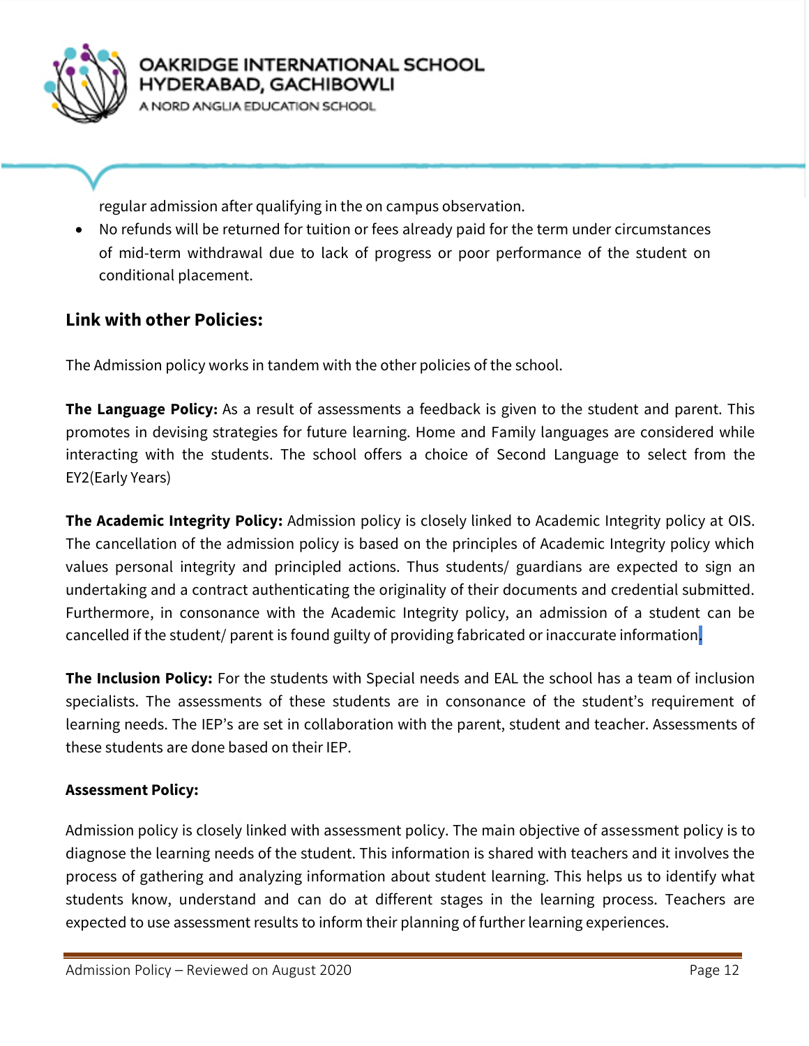regular admission after qualifying in the on campus observation.

- No refunds will be returned for tuition or fees already paid for the term under circumstances of mid-term withdrawal due to lack of progress or poor performance of the student on conditional placement.

## Link with other Policies:

The Admission policy works in tandem with the other policies of the school.

**The Language Policy:** As a result of assessments a feedback is given to the student and parent. This promotes in devising strategies for future learning. Home and Family languages are considered while interacting with the students. The school offers a choice of Second Language to select from the EY2(Early Years)

**The Academic Integrity Policy:** Admission policy is closely linked to Academic Integrity policy at OIS. The cancellation of the admission policy is based on the principles of Academic Integrity policy which values personal integrity and principled actions. Thus students/ guardians are expected to sign an undertaking and a contract authenticating the originality of their documents and credential submitted. Furthermore, in consonance with the Academic Integrity policy, an admission of a student can be cancelled if the student/ parent is found guilty of providing fabricated or inaccurate information.

**The Inclusion Policy:** For the students with Special needs and EAL the school has a team of inclusion specialists. The assessments of these students are in consonance of the student's requirement of learning needs. The IEP's are set in collaboration with the parent, student and teacher. Assessments of these students are done based on their IEP.

**Assessment Policy:**

Admission policy is closely linked with assessment policy. The main objective of assessment policy is to diagnose the learning needs of the student. This information is shared with teachers and it involves the process of gathering and analyzing information about student learning. This helps us to identify what students know, understand and can do at different stages in the learning process. Teachers are expected to use assessment results to inform their planning of further learning experiences.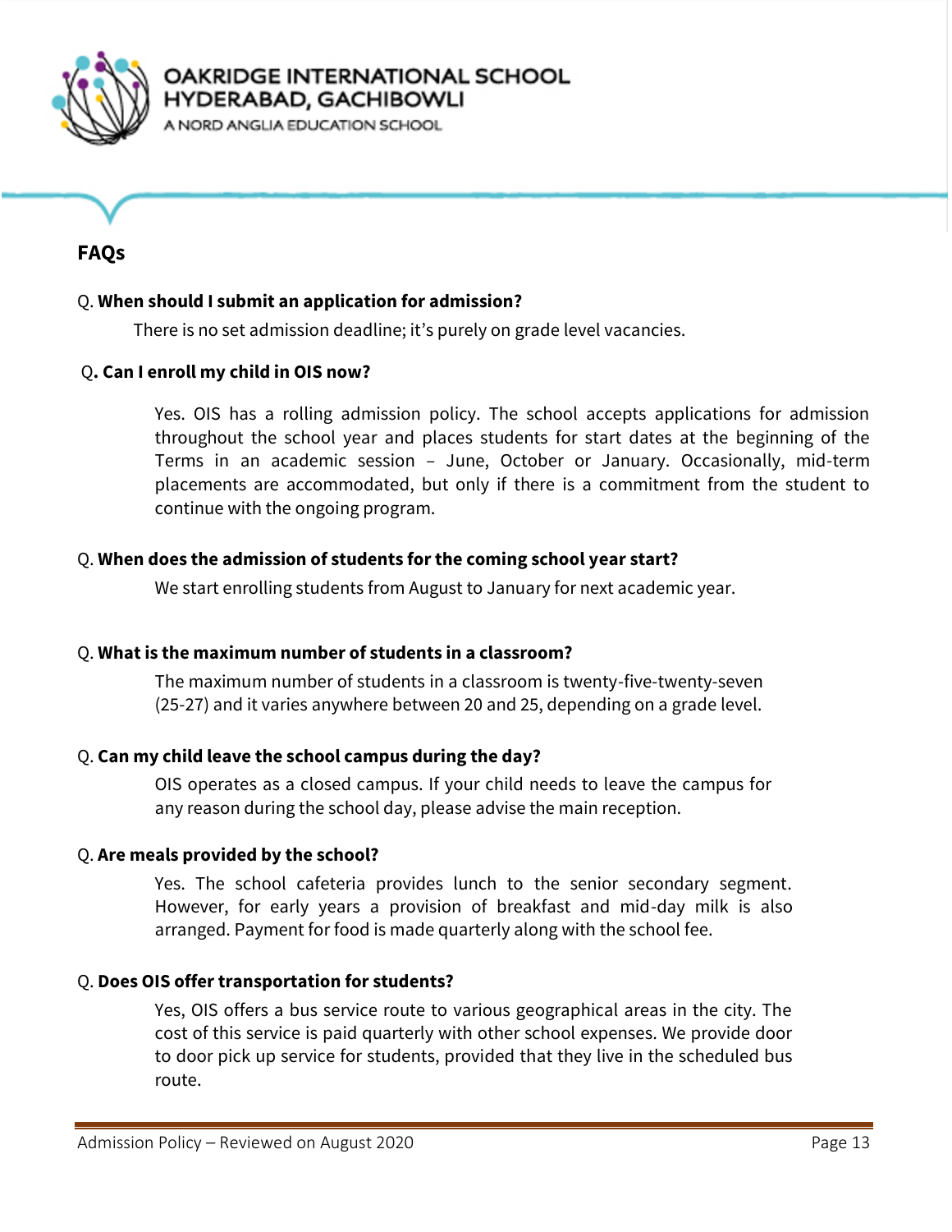## FAQs

Q. **When should I submit an application for admission?**

There is no set admission deadline; it's purely on grade level vacancies.

Q**. Can I enroll my child in OIS now?**

Yes. OIS has a rolling admission policy. The school accepts applications for admission throughout the school year and places students for start dates at the beginning of the Terms in an academic session – June, October or January. Occasionally, mid-term placements are accommodated, but only if there is a commitment from the student to continue with the ongoing program.

Q. **When does the admission of students for the coming school year start?**

We start enrolling students from August to January for next academic year.

Q. **What is the maximum number of students in a classroom?**

The maximum number of students in a classroom is twenty-five-twenty-seven (25-27) and it varies anywhere between 20 and 25, depending on a grade level.

Q. **Can my child leave the school campus during the day?**

OIS operates as a closed campus. If your child needs to leave the campus for any reason during the school day, please advise the main reception.

Q. **Are meals provided by the school?**

Yes. The school cafeteria provides lunch to the senior secondary segment. However, for early years a provision of breakfast and mid-day milk is also arranged. Payment for food is made quarterly along with the school fee.

Q. **Does OIS offer transportation for students?**

Yes, OIS offers a bus service route to various geographical areas in the city. The cost of this service is paid quarterly with other school expenses. We provide door to door pick up service for students, provided that they live in the scheduled bus route.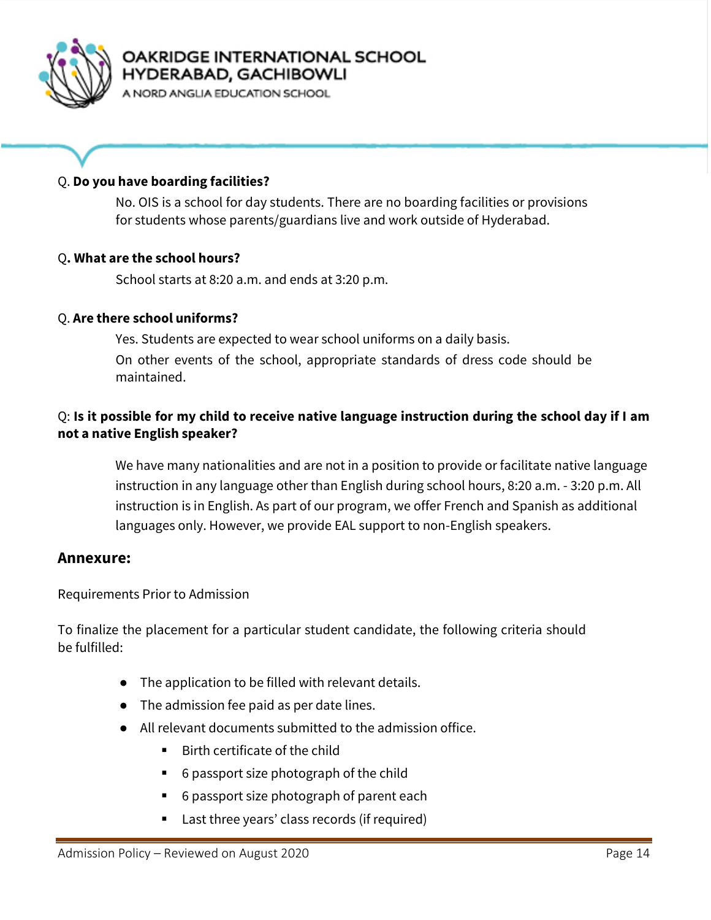Q. **Do you have boarding facilities?**

No. OIS is a school for day students. There are no boarding facilities or provisions for students whose parents/guardians live and work outside of Hyderabad.

Q**. What are the school hours?**

School starts at 8:20 a.m. and ends at 3:20 p.m.

Q. **Are there school uniforms?**

Yes. Students are expected to wear school uniforms on a daily basis.
On other events of the school, appropriate standards of dress code should be maintained.

Q: **Is it possible for my child to receive native language instruction during the school day if I am not a native English speaker?**

We have many nationalities and are not in a position to provide or facilitate native language instruction in any language other than English during school hours, 8:20 a.m. - 3:20 p.m. All instruction is in English. As part of our program, we offer French and Spanish as additional languages only. However, we provide EAL support to non-English speakers.

## Annexure:

Requirements Prior to Admission

To finalize the placement for a particular student candidate, the following criteria should be fulfilled:

- The application to be filled with relevant details.
- The admission fee paid as per date lines.
- All relevant documents submitted to the admission office.
  - Birth certificate of the child
  - 6 passport size photograph of the child
  - 6 passport size photograph of parent each
  - Last three years' class records (if required)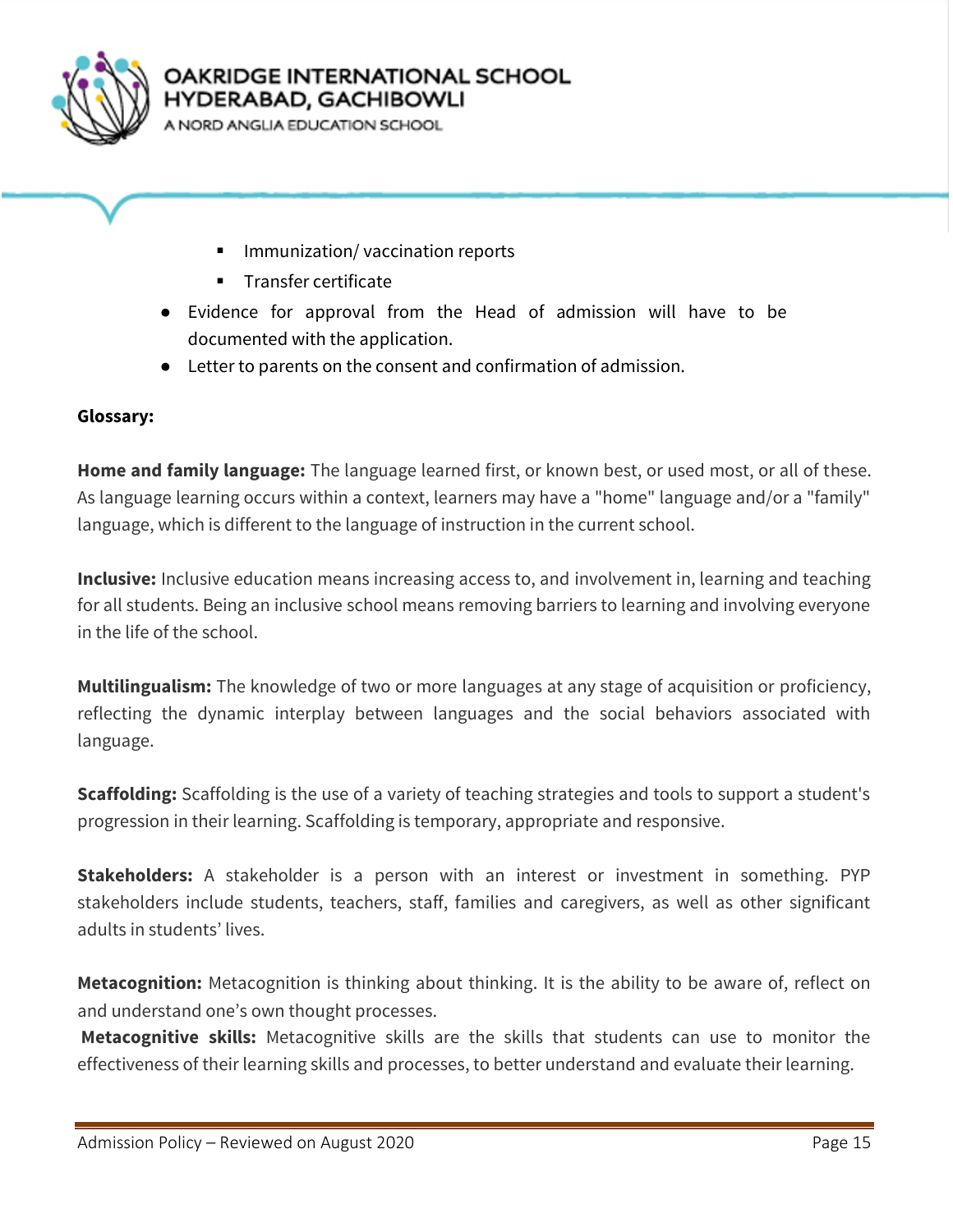- Immunization/ vaccination reports
  - Transfer certificate
- Evidence for approval from the Head of admission will have to be documented with the application.
- Letter to parents on the consent and confirmation of admission.

**Glossary:**

**Home and family language:** The language learned first, or known best, or used most, or all of these. As language learning occurs within a context, learners may have a "home" language and/or a "family" language, which is different to the language of instruction in the current school.

**Inclusive:** Inclusive education means increasing access to, and involvement in, learning and teaching for all students. Being an inclusive school means removing barriers to learning and involving everyone in the life of the school.

**Multilingualism:** The knowledge of two or more languages at any stage of acquisition or proficiency, reflecting the dynamic interplay between languages and the social behaviors associated with language.

**Scaffolding:** Scaffolding is the use of a variety of teaching strategies and tools to support a student's progression in their learning. Scaffolding is temporary, appropriate and responsive.

**Stakeholders:** A stakeholder is a person with an interest or investment in something. PYP stakeholders include students, teachers, staff, families and caregivers, as well as other significant adults in students' lives.

**Metacognition:** Metacognition is thinking about thinking. It is the ability to be aware of, reflect on and understand one's own thought processes.

**Metacognitive skills:** Metacognitive skills are the skills that students can use to monitor the effectiveness of their learning skills and processes, to better understand and evaluate their learning.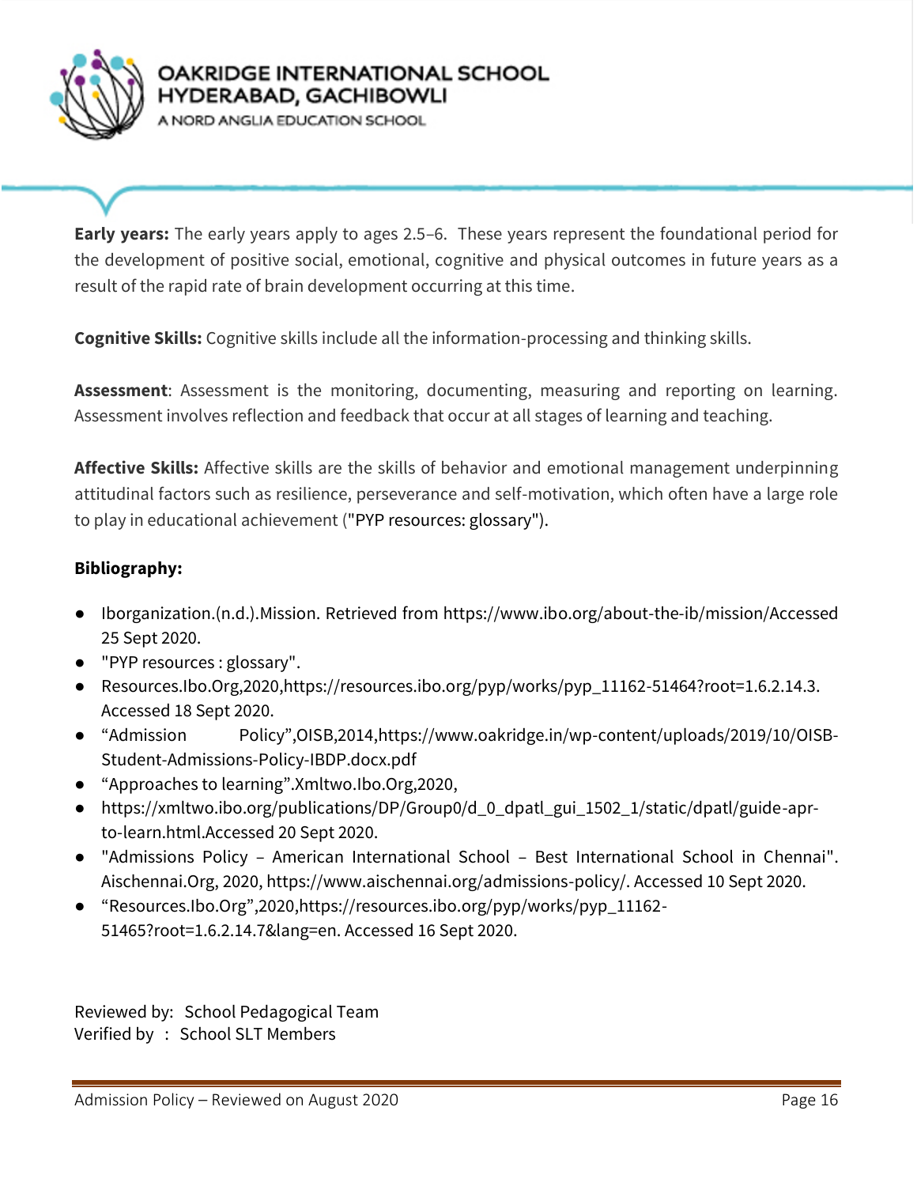**Early years:** The early years apply to ages 2.5–6. These years represent the foundational period for the development of positive social, emotional, cognitive and physical outcomes in future years as a result of the rapid rate of brain development occurring at this time.

**Cognitive Skills:** Cognitive skills include all the information-processing and thinking skills.

**Assessment**: Assessment is the monitoring, documenting, measuring and reporting on learning. Assessment involves reflection and feedback that occur at all stages of learning and teaching.

**Affective Skills:** Affective skills are the skills of behavior and emotional management underpinning attitudinal factors such as resilience, perseverance and self-motivation, which often have a large role to play in educational achievement ("PYP resources: glossary").

**Bibliography:**

- Iborganization.(n.d.).Mission. Retrieved from https://www.ibo.org/about-the-ib/mission/Accessed 25 Sept 2020.
- "PYP resources : glossary".
- Resources.Ibo.Org,2020,https://resources.ibo.org/pyp/works/pyp_11162-51464?root=1.6.2.14.3. Accessed 18 Sept 2020.
- "Admission Policy",OISB,2014,https://www.oakridge.in/wp-content/uploads/2019/10/OISB-Student-Admissions-Policy-IBDP.docx.pdf
- "Approaches to learning".Xmltwo.Ibo.Org,2020,
- https://xmltwo.ibo.org/publications/DP/Group0/d_0_dpatl_gui_1502_1/static/dpatl/guide-apr-to-learn.html.Accessed 20 Sept 2020.
- "Admissions Policy – American International School – Best International School in Chennai". Aischennai.Org, 2020, https://www.aischennai.org/admissions-policy/. Accessed 10 Sept 2020.
- "Resources.Ibo.Org",2020,https://resources.ibo.org/pyp/works/pyp_11162-51465?root=1.6.2.14.7&lang=en. Accessed 16 Sept 2020.

Reviewed by: School Pedagogical Team
Verified by : School SLT Members